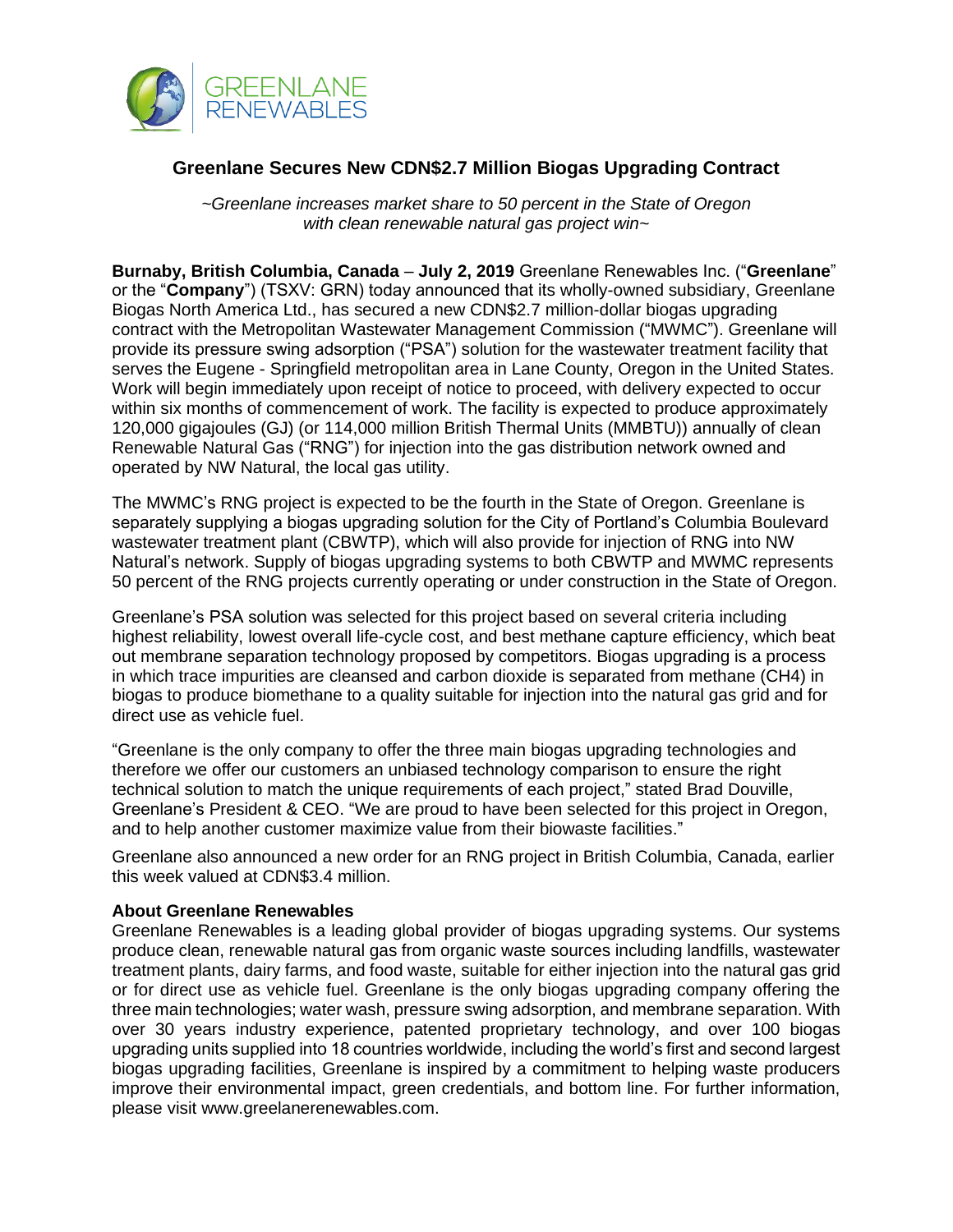GREENLANE RENEWABLES

# Greenlane Secures New CDN$2.7 Million Biogas Upgrading Contract

*~Greenlane increases market share to 50 percent in the State of Oregon with clean renewable natural gas project win~*

**Burnaby, British Columbia, Canada** – **July 2, 2019** Greenlane Renewables Inc. ("**Greenlane**" or the "**Company**") (TSXV: GRN) today announced that its wholly-owned subsidiary, Greenlane Biogas North America Ltd., has secured a new CDN$2.7 million-dollar biogas upgrading contract with the Metropolitan Wastewater Management Commission ("MWMC"). Greenlane will provide its pressure swing adsorption ("PSA") solution for the wastewater treatment facility that serves the Eugene - Springfield metropolitan area in Lane County, Oregon in the United States. Work will begin immediately upon receipt of notice to proceed, with delivery expected to occur within six months of commencement of work. The facility is expected to produce approximately 120,000 gigajoules (GJ) (or 114,000 million British Thermal Units (MMBTU)) annually of clean Renewable Natural Gas ("RNG") for injection into the gas distribution network owned and operated by NW Natural, the local gas utility.

The MWMC's RNG project is expected to be the fourth in the State of Oregon. Greenlane is separately supplying a biogas upgrading solution for the City of Portland's Columbia Boulevard wastewater treatment plant (CBWTP), which will also provide for injection of RNG into NW Natural's network. Supply of biogas upgrading systems to both CBWTP and MWMC represents 50 percent of the RNG projects currently operating or under construction in the State of Oregon.

Greenlane's PSA solution was selected for this project based on several criteria including highest reliability, lowest overall life-cycle cost, and best methane capture efficiency, which beat out membrane separation technology proposed by competitors. Biogas upgrading is a process in which trace impurities are cleansed and carbon dioxide is separated from methane ($CH_4$) in biogas to produce biomethane to a quality suitable for injection into the natural gas grid and for direct use as vehicle fuel.

"Greenlane is the only company to offer the three main biogas upgrading technologies and therefore we offer our customers an unbiased technology comparison to ensure the right technical solution to match the unique requirements of each project," stated Brad Douville, Greenlane's President & CEO. "We are proud to have been selected for this project in Oregon, and to help another customer maximize value from their biowaste facilities."

Greenlane also announced a new order for an RNG project in British Columbia, Canada, earlier this week valued at CDN$3.4 million.

**About Greenlane Renewables**

Greenlane Renewables is a leading global provider of biogas upgrading systems. Our systems produce clean, renewable natural gas from organic waste sources including landfills, wastewater treatment plants, dairy farms, and food waste, suitable for either injection into the natural gas grid or for direct use as vehicle fuel. Greenlane is the only biogas upgrading company offering the three main technologies; water wash, pressure swing adsorption, and membrane separation. With over 30 years industry experience, patented proprietary technology, and over 100 biogas upgrading units supplied into 18 countries worldwide, including the world's first and second largest biogas upgrading facilities, Greenlane is inspired by a commitment to helping waste producers improve their environmental impact, green credentials, and bottom line. For further information, please visit www.greelanerenewables.com.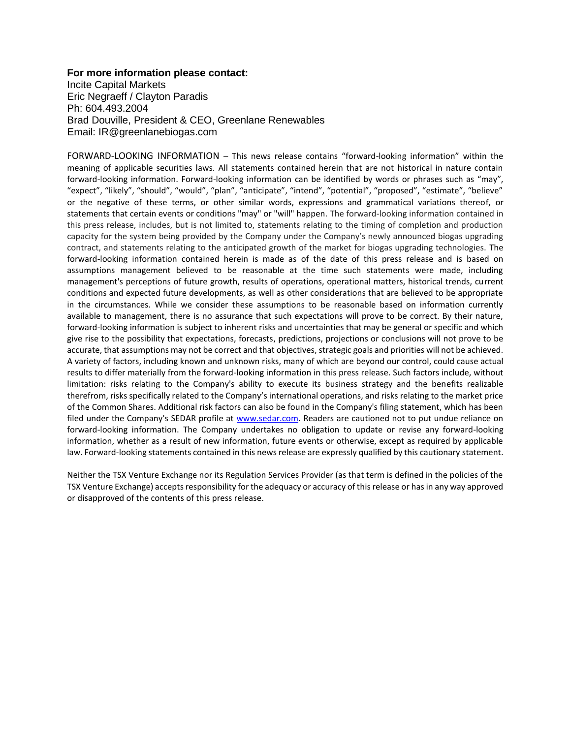**For more information please contact:**

Incite Capital Markets
Eric Negraeff / Clayton Paradis
Ph: 604.493.2004
Brad Douville, President & CEO, Greenlane Renewables
Email: IR@greenlanebiogas.com

FORWARD-LOOKING INFORMATION – This news release contains "forward-looking information" within the meaning of applicable securities laws. All statements contained herein that are not historical in nature contain forward-looking information. Forward-looking information can be identified by words or phrases such as "may", "expect", "likely", "should", "would", "plan", "anticipate", "intend", "potential", "proposed", "estimate", "believe" or the negative of these terms, or other similar words, expressions and grammatical variations thereof, or statements that certain events or conditions "may" or "will" happen. The forward-looking information contained in this press release, includes, but is not limited to, statements relating to the timing of completion and production capacity for the system being provided by the Company under the Company's newly announced biogas upgrading contract, and statements relating to the anticipated growth of the market for biogas upgrading technologies. The forward-looking information contained herein is made as of the date of this press release and is based on assumptions management believed to be reasonable at the time such statements were made, including management's perceptions of future growth, results of operations, operational matters, historical trends, current conditions and expected future developments, as well as other considerations that are believed to be appropriate in the circumstances. While we consider these assumptions to be reasonable based on information currently available to management, there is no assurance that such expectations will prove to be correct. By their nature, forward-looking information is subject to inherent risks and uncertainties that may be general or specific and which give rise to the possibility that expectations, forecasts, predictions, projections or conclusions will not prove to be accurate, that assumptions may not be correct and that objectives, strategic goals and priorities will not be achieved. A variety of factors, including known and unknown risks, many of which are beyond our control, could cause actual results to differ materially from the forward-looking information in this press release. Such factors include, without limitation: risks relating to the Company's ability to execute its business strategy and the benefits realizable therefrom, risks specifically related to the Company's international operations, and risks relating to the market price of the Common Shares. Additional risk factors can also be found in the Company's filing statement, which has been filed under the Company's SEDAR profile at www.sedar.com. Readers are cautioned not to put undue reliance on forward-looking information. The Company undertakes no obligation to update or revise any forward-looking information, whether as a result of new information, future events or otherwise, except as required by applicable law. Forward-looking statements contained in this news release are expressly qualified by this cautionary statement.

Neither the TSX Venture Exchange nor its Regulation Services Provider (as that term is defined in the policies of the TSX Venture Exchange) accepts responsibility for the adequacy or accuracy of this release or has in any way approved or disapproved of the contents of this press release.